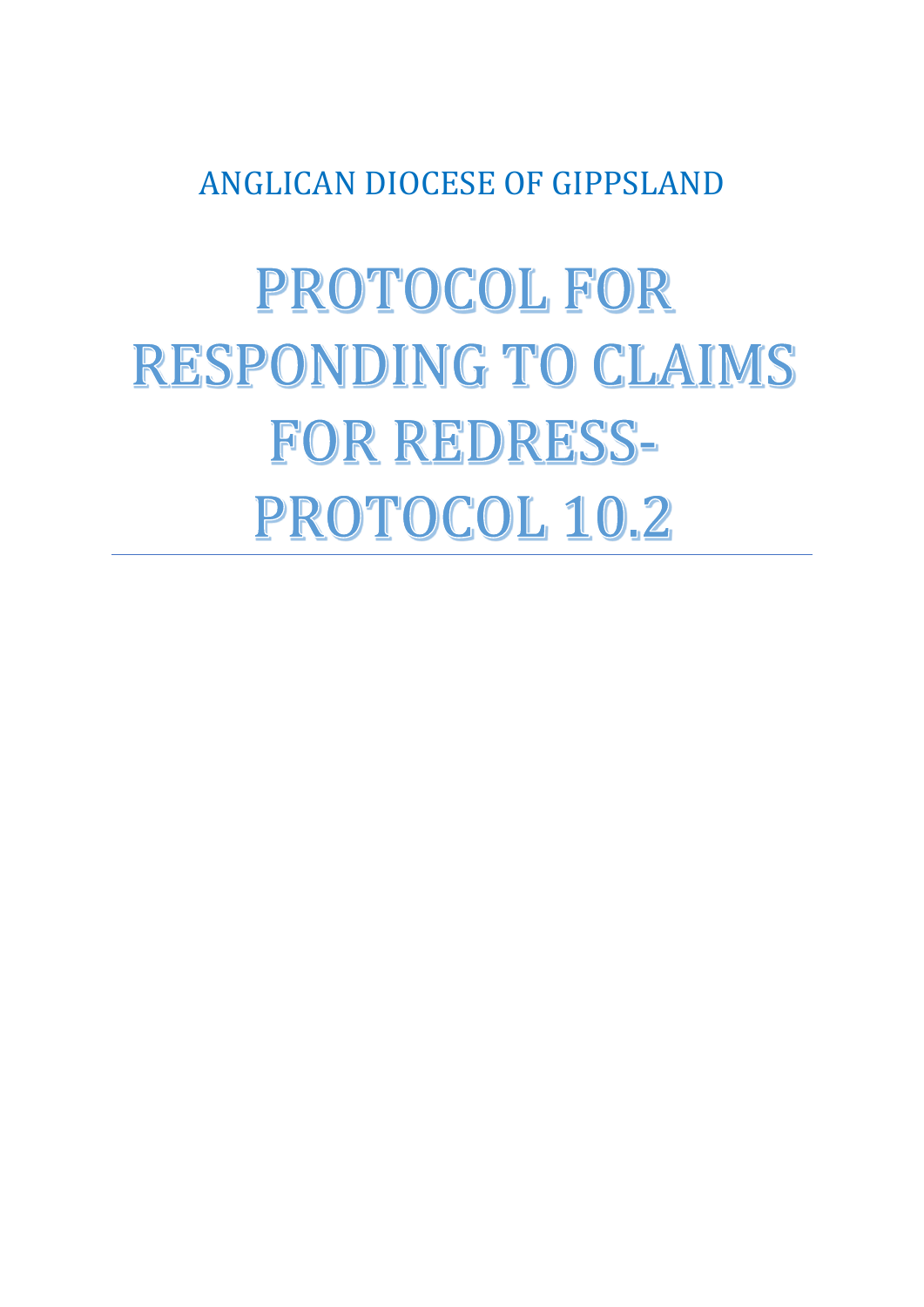ANGLICAN DIOCESE OF GIPPSLAND

# PROTOCOL FOR RESPONDING TO CLAIMS FOR REDRESS-PROTOCOL 10.2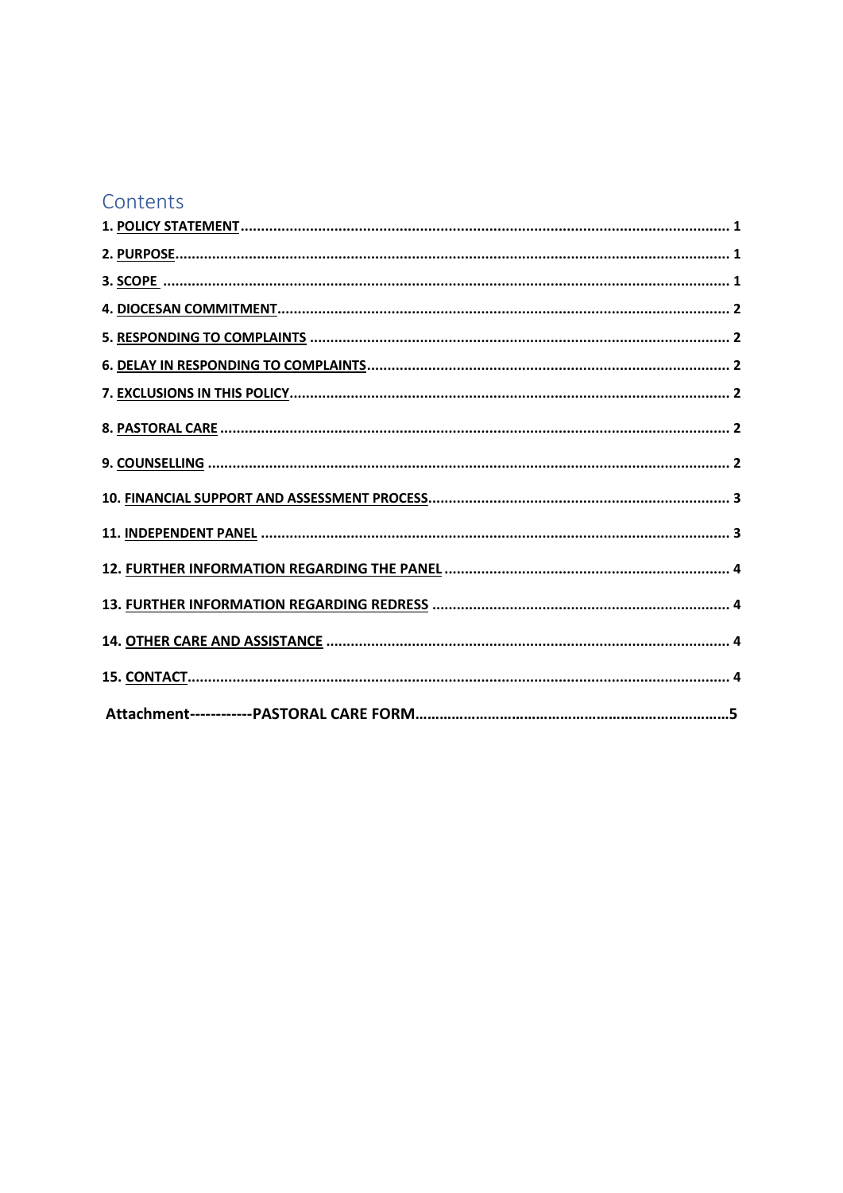## Contents

1. POLICY STATEMENT........................................................................................................................ 1
2. PURPOSE........................................................................................................................................ 1
3. SCOPE ........................................................................................................................................... 1
4. DIOCESAN COMMITMENT............................................................................................................. 2
5. RESPONDING TO COMPLAINTS ..................................................................................................... 2
6. DELAY IN RESPONDING TO COMPLAINTS....................................................................................... 2
7. EXCLUSIONS IN THIS POLICY.......................................................................................................... 2
8. PASTORAL CARE ............................................................................................................................ 2
9. COUNSELLING ............................................................................................................................... 2
10. FINANCIAL SUPPORT AND ASSESSMENT PROCESS......................................................................... 3
11. INDEPENDENT PANEL .................................................................................................................. 3
12. FURTHER INFORMATION REGARDING THE PANEL ...................................................................... 4
13. FURTHER INFORMATION REGARDING REDRESS ......................................................................... 4
14. OTHER CARE AND ASSISTANCE ................................................................................................... 4
15. CONTACT...................................................................................................................................... 4

Attachment-----------PASTORAL CARE FORM............................................................................5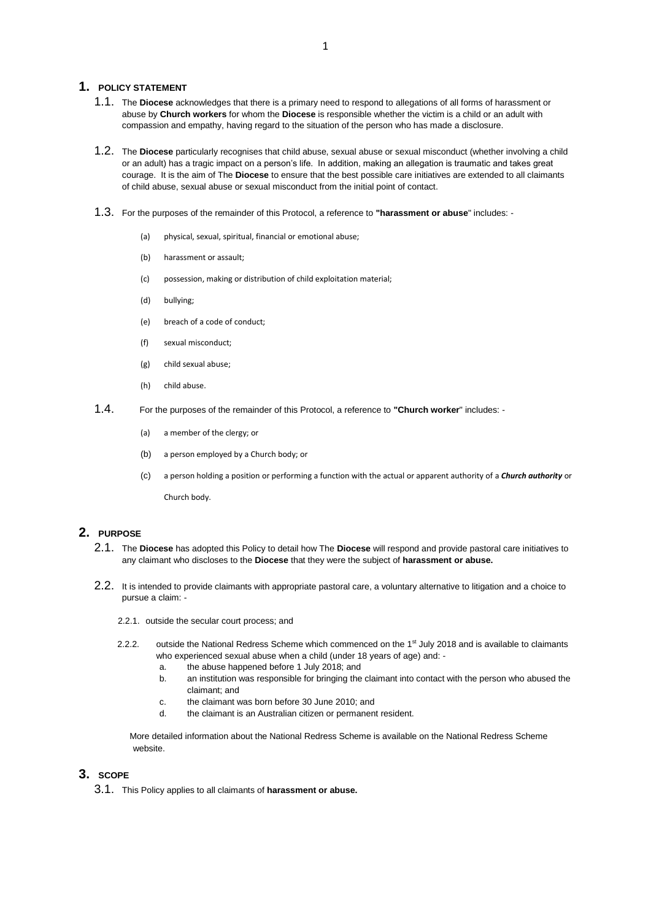## 1. POLICY STATEMENT

1.1. The **Diocese** acknowledges that there is a primary need to respond to allegations of all forms of harassment or abuse by **Church workers** for whom the **Diocese** is responsible whether the victim is a child or an adult with compassion and empathy, having regard to the situation of the person who has made a disclosure.

1.2. The **Diocese** particularly recognises that child abuse, sexual abuse or sexual misconduct (whether involving a child or an adult) has a tragic impact on a person's life. In addition, making an allegation is traumatic and takes great courage. It is the aim of The **Diocese** to ensure that the best possible care initiatives are extended to all claimants of child abuse, sexual abuse or sexual misconduct from the initial point of contact.

1.3. For the purposes of the remainder of this Protocol, a reference to **"harassment or abuse**" includes: -

(a) physical, sexual, spiritual, financial or emotional abuse;

(b) harassment or assault;

(c) possession, making or distribution of child exploitation material;

(d) bullying;

(e) breach of a code of conduct;

(f) sexual misconduct;

(g) child sexual abuse;

(h) child abuse.

1.4. For the purposes of the remainder of this Protocol, a reference to **"Church worker**" includes: -

(a) a member of the clergy; or

(b) a person employed by a Church body; or

(c) a person holding a position or performing a function with the actual or apparent authority of a ***Church authority*** or Church body.

## 2. PURPOSE

2.1. The **Diocese** has adopted this Policy to detail how The **Diocese** will respond and provide pastoral care initiatives to any claimant who discloses to the **Diocese** that they were the subject of **harassment or abuse.**

2.2. It is intended to provide claimants with appropriate pastoral care, a voluntary alternative to litigation and a choice to pursue a claim: -

2.2.1. outside the secular court process; and

2.2.2. outside the National Redress Scheme which commenced on the 1st July 2018 and is available to claimants who experienced sexual abuse when a child (under 18 years of age) and: -

a. the abuse happened before 1 July 2018; and
b. an institution was responsible for bringing the claimant into contact with the person who abused the claimant; and
c. the claimant was born before 30 June 2010; and
d. the claimant is an Australian citizen or permanent resident.

More detailed information about the National Redress Scheme is available on the National Redress Scheme website.

## 3. SCOPE

3.1. This Policy applies to all claimants of **harassment or abuse.**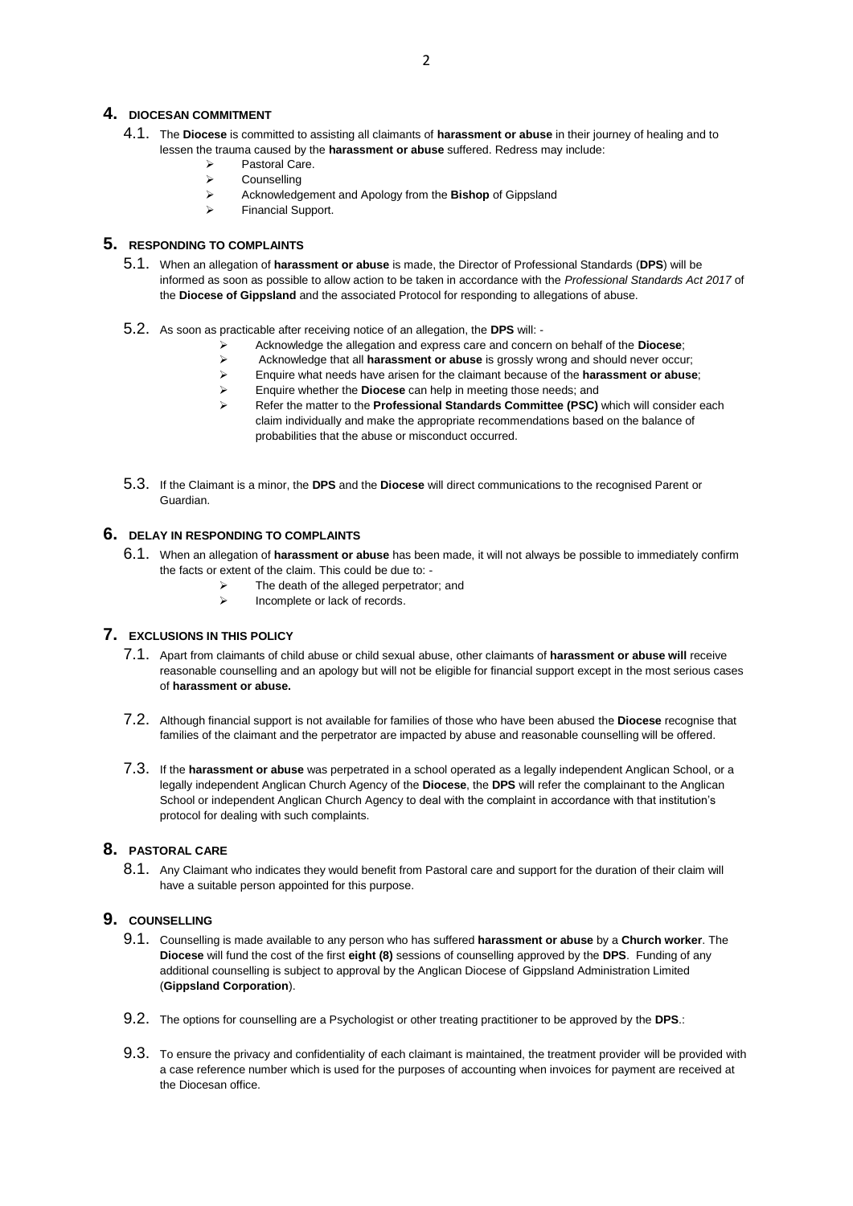## 4. DIOCESAN COMMITMENT

4.1. The **Diocese** is committed to assisting all claimants of **harassment or abuse** in their journey of healing and to lessen the trauma caused by the **harassment or abuse** suffered. Redress may include:

- Pastoral Care.
- Counselling
- Acknowledgement and Apology from the **Bishop** of Gippsland
- Financial Support.

## 5. RESPONDING TO COMPLAINTS

5.1. When an allegation of **harassment or abuse** is made, the Director of Professional Standards (**DPS**) will be informed as soon as possible to allow action to be taken in accordance with the *Professional Standards Act 2017* of the **Diocese of Gippsland** and the associated Protocol for responding to allegations of abuse.

5.2. As soon as practicable after receiving notice of an allegation, the **DPS** will: -

- Acknowledge the allegation and express care and concern on behalf of the **Diocese**;
- Acknowledge that all **harassment or abuse** is grossly wrong and should never occur;
- Enquire what needs have arisen for the claimant because of the **harassment or abuse**;
- Enquire whether the **Diocese** can help in meeting those needs; and
- Refer the matter to the **Professional Standards Committee (PSC)** which will consider each claim individually and make the appropriate recommendations based on the balance of probabilities that the abuse or misconduct occurred.

5.3. If the Claimant is a minor, the **DPS** and the **Diocese** will direct communications to the recognised Parent or Guardian.

## 6. DELAY IN RESPONDING TO COMPLAINTS

6.1. When an allegation of **harassment or abuse** has been made, it will not always be possible to immediately confirm the facts or extent of the claim. This could be due to: -

- The death of the alleged perpetrator; and
- Incomplete or lack of records.

## 7. EXCLUSIONS IN THIS POLICY

7.1. Apart from claimants of child abuse or child sexual abuse, other claimants of **harassment or abuse will** receive reasonable counselling and an apology but will not be eligible for financial support except in the most serious cases of **harassment or abuse.**

7.2. Although financial support is not available for families of those who have been abused the **Diocese** recognise that families of the claimant and the perpetrator are impacted by abuse and reasonable counselling will be offered.

7.3. If the **harassment or abuse** was perpetrated in a school operated as a legally independent Anglican School, or a legally independent Anglican Church Agency of the **Diocese**, the **DPS** will refer the complainant to the Anglican School or independent Anglican Church Agency to deal with the complaint in accordance with that institution's protocol for dealing with such complaints.

## 8. PASTORAL CARE

8.1. Any Claimant who indicates they would benefit from Pastoral care and support for the duration of their claim will have a suitable person appointed for this purpose.

## 9. COUNSELLING

9.1. Counselling is made available to any person who has suffered **harassment or abuse** by a **Church worker**. The **Diocese** will fund the cost of the first **eight (8)** sessions of counselling approved by the **DPS**. Funding of any additional counselling is subject to approval by the Anglican Diocese of Gippsland Administration Limited (**Gippsland Corporation**).

9.2. The options for counselling are a Psychologist or other treating practitioner to be approved by the **DPS**.:

9.3. To ensure the privacy and confidentiality of each claimant is maintained, the treatment provider will be provided with a case reference number which is used for the purposes of accounting when invoices for payment are received at the Diocesan office.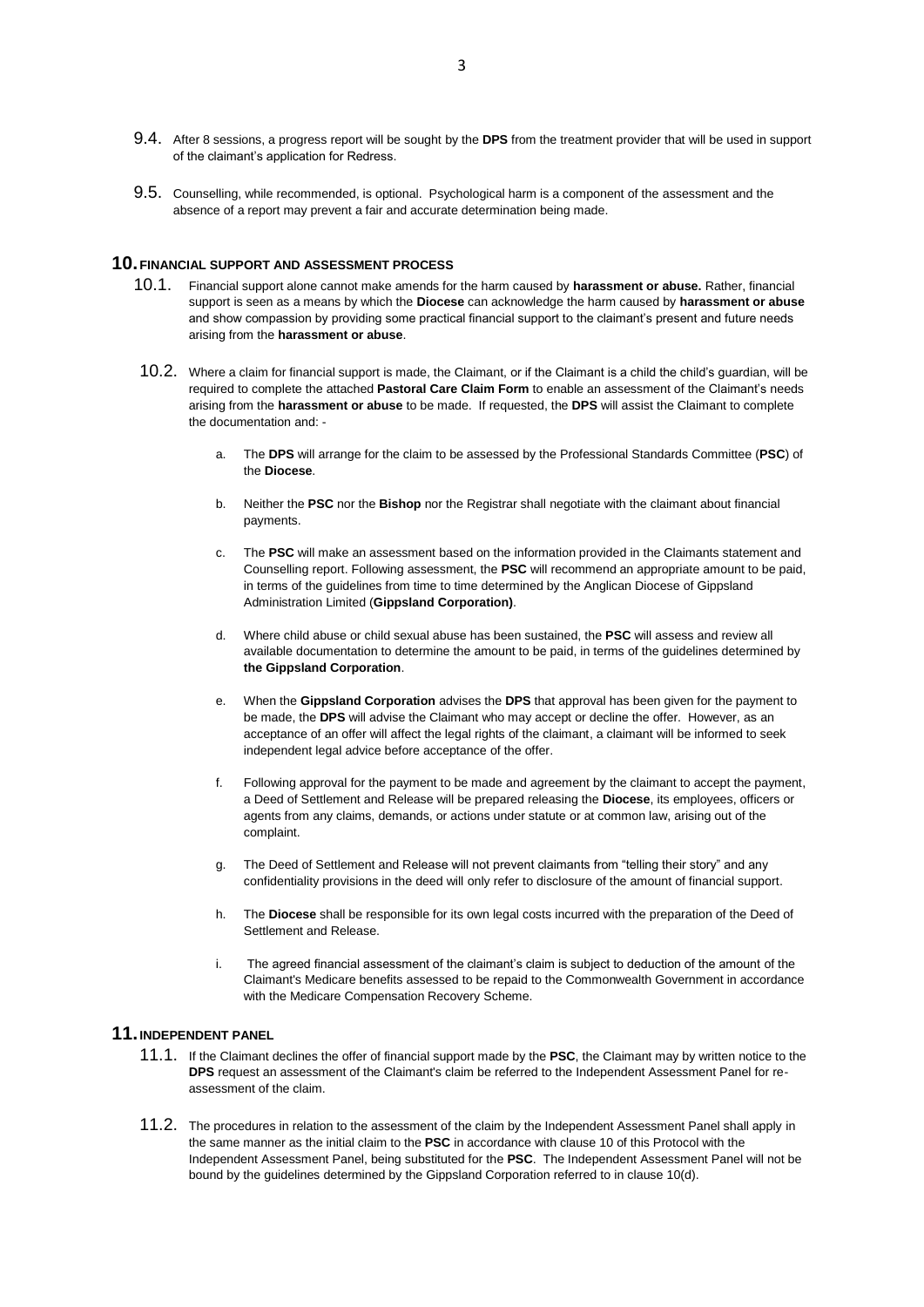9.4. After 8 sessions, a progress report will be sought by the **DPS** from the treatment provider that will be used in support of the claimant's application for Redress.

9.5. Counselling, while recommended, is optional. Psychological harm is a component of the assessment and the absence of a report may prevent a fair and accurate determination being made.

## 10. FINANCIAL SUPPORT AND ASSESSMENT PROCESS

10.1. Financial support alone cannot make amends for the harm caused by **harassment or abuse.** Rather, financial support is seen as a means by which the **Diocese** can acknowledge the harm caused by **harassment or abuse** and show compassion by providing some practical financial support to the claimant's present and future needs arising from the **harassment or abuse**.

10.2. Where a claim for financial support is made, the Claimant, or if the Claimant is a child the child's guardian, will be required to complete the attached **Pastoral Care Claim Form** to enable an assessment of the Claimant's needs arising from the **harassment or abuse** to be made. If requested, the **DPS** will assist the Claimant to complete the documentation and: -

a. The **DPS** will arrange for the claim to be assessed by the Professional Standards Committee (**PSC**) of the **Diocese**.

b. Neither the **PSC** nor the **Bishop** nor the Registrar shall negotiate with the claimant about financial payments.

c. The **PSC** will make an assessment based on the information provided in the Claimants statement and Counselling report. Following assessment, the **PSC** will recommend an appropriate amount to be paid, in terms of the guidelines from time to time determined by the Anglican Diocese of Gippsland Administration Limited (**Gippsland Corporation)**.

d. Where child abuse or child sexual abuse has been sustained, the **PSC** will assess and review all available documentation to determine the amount to be paid, in terms of the guidelines determined by **the Gippsland Corporation**.

e. When the **Gippsland Corporation** advises the **DPS** that approval has been given for the payment to be made, the **DPS** will advise the Claimant who may accept or decline the offer. However, as an acceptance of an offer will affect the legal rights of the claimant, a claimant will be informed to seek independent legal advice before acceptance of the offer.

f. Following approval for the payment to be made and agreement by the claimant to accept the payment, a Deed of Settlement and Release will be prepared releasing the **Diocese**, its employees, officers or agents from any claims, demands, or actions under statute or at common law, arising out of the complaint.

g. The Deed of Settlement and Release will not prevent claimants from "telling their story" and any confidentiality provisions in the deed will only refer to disclosure of the amount of financial support.

h. The **Diocese** shall be responsible for its own legal costs incurred with the preparation of the Deed of Settlement and Release.

i. The agreed financial assessment of the claimant's claim is subject to deduction of the amount of the Claimant's Medicare benefits assessed to be repaid to the Commonwealth Government in accordance with the Medicare Compensation Recovery Scheme.

## 11. INDEPENDENT PANEL

11.1. If the Claimant declines the offer of financial support made by the **PSC**, the Claimant may by written notice to the **DPS** request an assessment of the Claimant's claim be referred to the Independent Assessment Panel for re-assessment of the claim.

11.2. The procedures in relation to the assessment of the claim by the Independent Assessment Panel shall apply in the same manner as the initial claim to the **PSC** in accordance with clause 10 of this Protocol with the Independent Assessment Panel, being substituted for the **PSC**. The Independent Assessment Panel will not be bound by the guidelines determined by the Gippsland Corporation referred to in clause 10(d).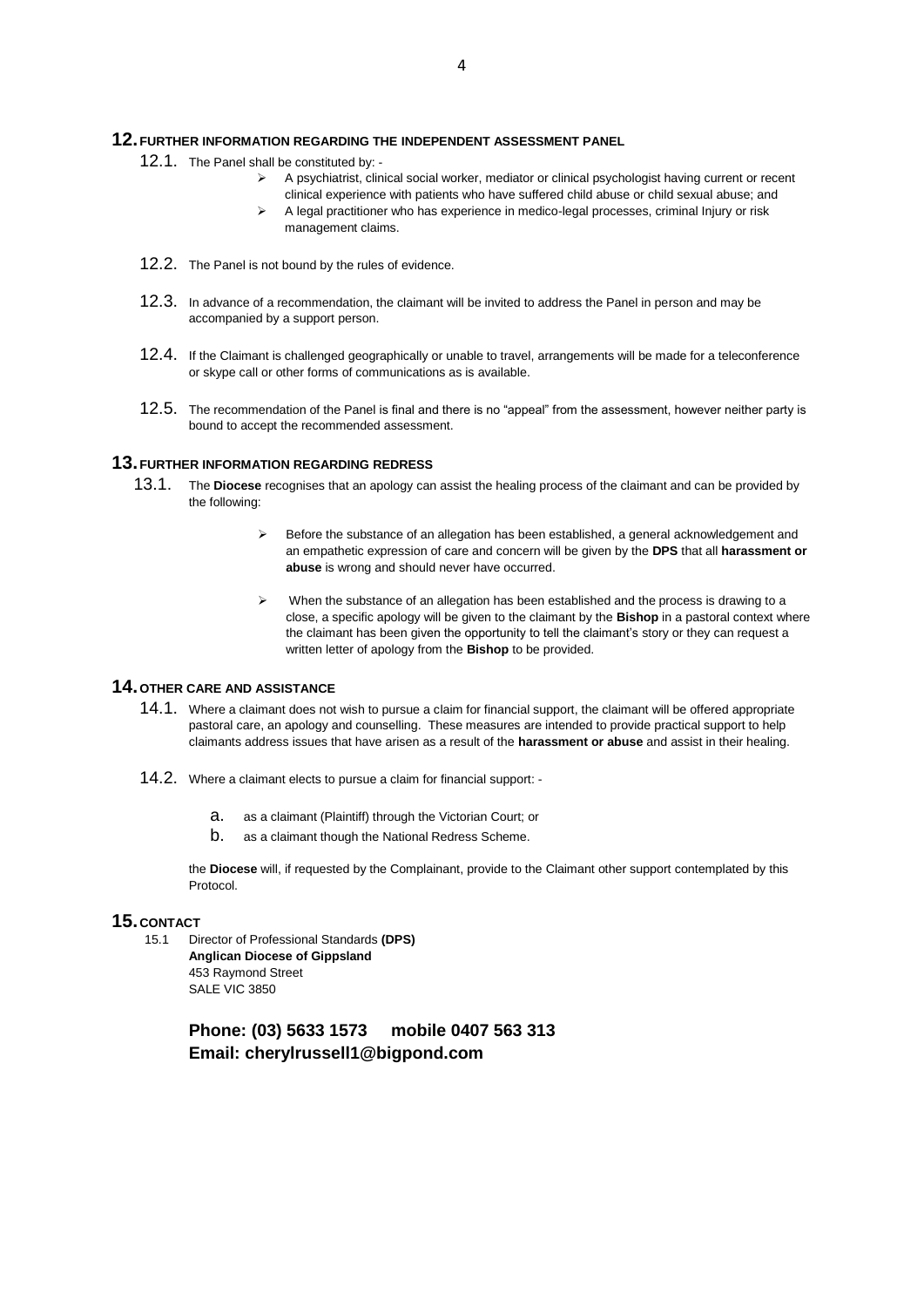## 12. FURTHER INFORMATION REGARDING THE INDEPENDENT ASSESSMENT PANEL

12.1. The Panel shall be constituted by: -

- A psychiatrist, clinical social worker, mediator or clinical psychologist having current or recent clinical experience with patients who have suffered child abuse or child sexual abuse; and
- A legal practitioner who has experience in medico-legal processes, criminal Injury or risk management claims.

12.2. The Panel is not bound by the rules of evidence.

12.3. In advance of a recommendation, the claimant will be invited to address the Panel in person and may be accompanied by a support person.

12.4. If the Claimant is challenged geographically or unable to travel, arrangements will be made for a teleconference or skype call or other forms of communications as is available.

12.5. The recommendation of the Panel is final and there is no "appeal" from the assessment, however neither party is bound to accept the recommended assessment.

## 13. FURTHER INFORMATION REGARDING REDRESS

13.1. The **Diocese** recognises that an apology can assist the healing process of the claimant and can be provided by the following:

- Before the substance of an allegation has been established, a general acknowledgement and an empathetic expression of care and concern will be given by the **DPS** that all **harassment or abuse** is wrong and should never have occurred.
- When the substance of an allegation has been established and the process is drawing to a close, a specific apology will be given to the claimant by the **Bishop** in a pastoral context where the claimant has been given the opportunity to tell the claimant's story or they can request a written letter of apology from the **Bishop** to be provided.

## 14. OTHER CARE AND ASSISTANCE

14.1. Where a claimant does not wish to pursue a claim for financial support, the claimant will be offered appropriate pastoral care, an apology and counselling. These measures are intended to provide practical support to help claimants address issues that have arisen as a result of the **harassment or abuse** and assist in their healing.

14.2. Where a claimant elects to pursue a claim for financial support: -

a. as a claimant (Plaintiff) through the Victorian Court; or
b. as a claimant though the National Redress Scheme.

the **Diocese** will, if requested by the Complainant, provide to the Claimant other support contemplated by this Protocol.

## 15. CONTACT

15.1 Director of Professional Standards **(DPS)**
**Anglican Diocese of Gippsland**
453 Raymond Street
SALE VIC 3850

**Phone: (03) 5633 1573 mobile 0407 563 313**
**Email: cherylrussell1@bigpond.com**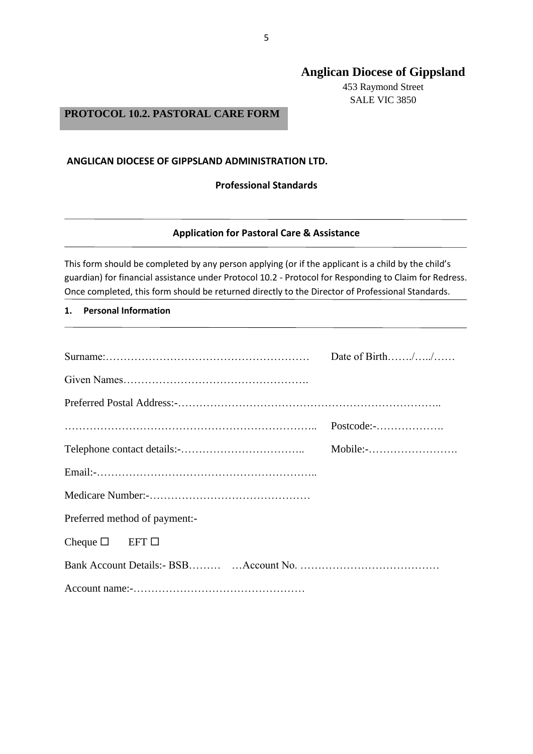**Anglican Diocese of Gippsland**

453 Raymond Street
SALE VIC 3850

## PROTOCOL 10.2. PASTORAL CARE FORM

**ANGLICAN DIOCESE OF GIPPSLAND ADMINISTRATION LTD.**

**Professional Standards**

---

### Application for Pastoral Care & Assistance

---

This form should be completed by any person applying (or if the applicant is a child by the child's guardian) for financial assistance under Protocol 10.2 - Protocol for Responding to Claim for Redress. Once completed, this form should be returned directly to the Director of Professional Standards.

---

**1. Personal Information**

---

Surname:………………………………………………… Date of Birth……./…../……

Given Names…………………………………………….

Preferred Postal Address:-………………………………………………………………..

…………………………………………………………….. Postcode:-……………….

Telephone contact details:-…………………………….. Mobile:-…………………….

Email:-……………………………………………………..

Medicare Number:-………………………………………

Preferred method of payment:-

Cheque ☐ EFT ☐

Bank Account Details:- BSB……… …Account No. …………………………………

Account name:-…………………………………………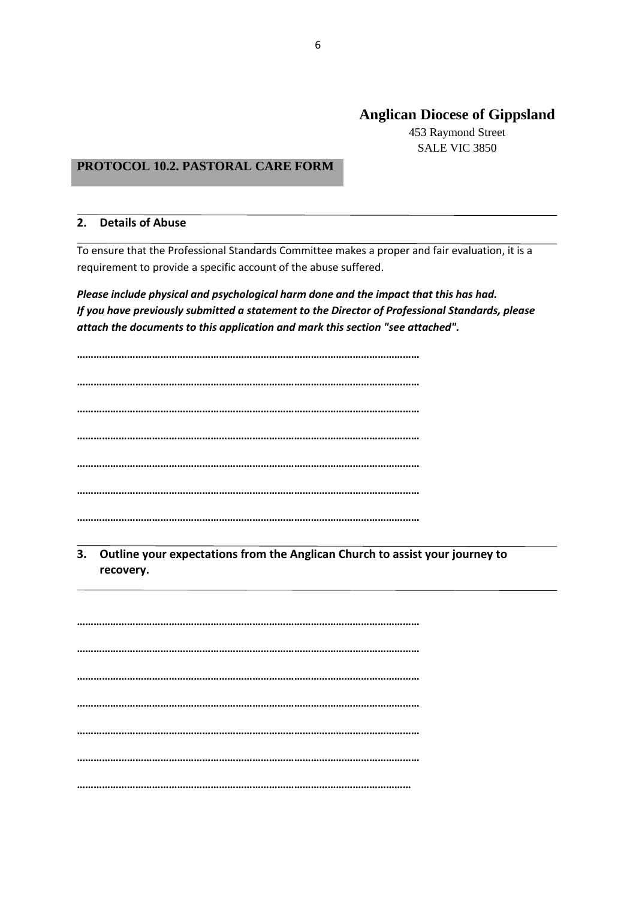**Anglican Diocese of Gippsland**

453 Raymond Street
SALE VIC 3850

## PROTOCOL 10.2. PASTORAL CARE FORM

### 2. Details of Abuse

To ensure that the Professional Standards Committee makes a proper and fair evaluation, it is a requirement to provide a specific account of the abuse suffered.

***Please include physical and psychological harm done and the impact that this has had. If you have previously submitted a statement to the Director of Professional Standards, please attach the documents to this application and mark this section "see attached".***

……………………………………………………………………………………………………

……………………………………………………………………………………………………

……………………………………………………………………………………………………

……………………………………………………………………………………………………

……………………………………………………………………………………………………

……………………………………………………………………………………………………

……………………………………………………………………………………………………

### 3. Outline your expectations from the Anglican Church to assist your journey to recovery.

……………………………………………………………………………………………………

……………………………………………………………………………………………………

……………………………………………………………………………………………………

……………………………………………………………………………………………………

……………………………………………………………………………………………………

……………………………………………………………………………………………………

……………………………………………………………………………………………………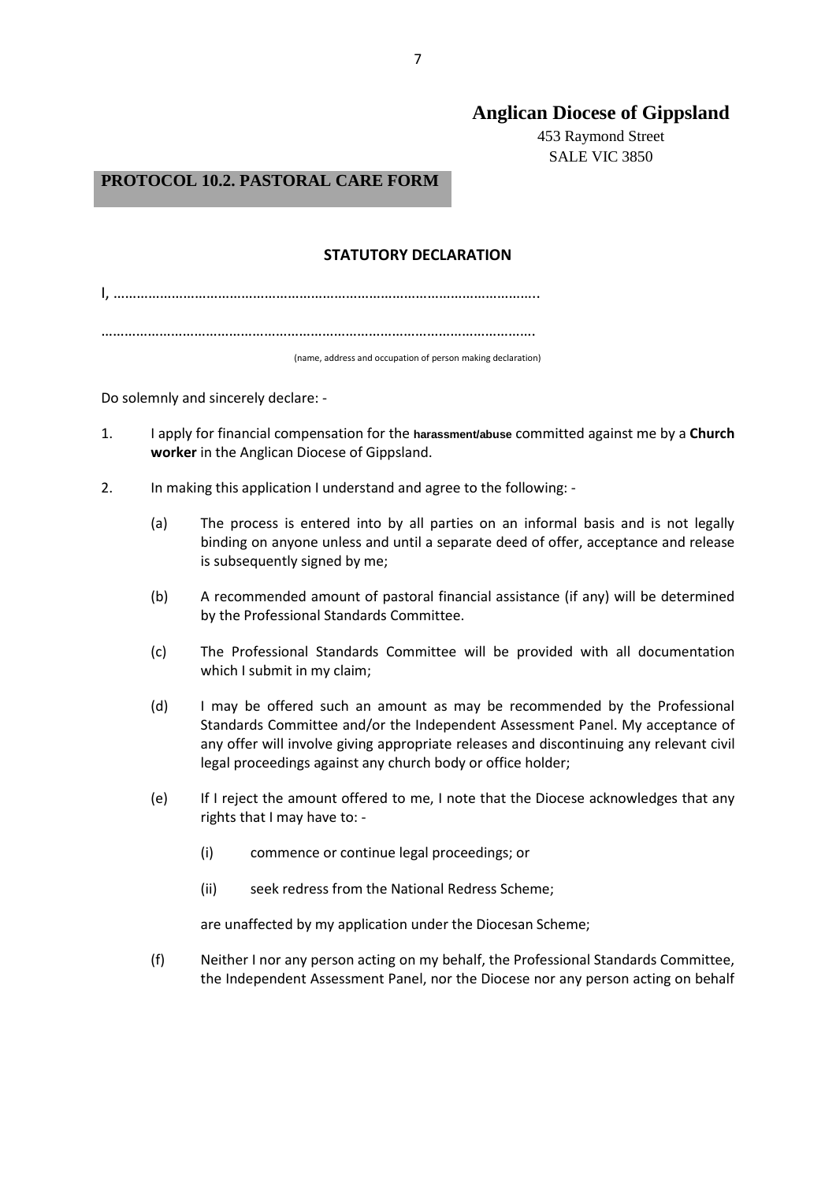**Anglican Diocese of Gippsland**

453 Raymond Street
SALE VIC 3850

## PROTOCOL 10.2. PASTORAL CARE FORM

### STATUTORY DECLARATION

I, ………………………………………………………………………………………………..

………………………………………………………………………………………………….

(name, address and occupation of person making declaration)

Do solemnly and sincerely declare: -

1. I apply for financial compensation for the **harassment/abuse** committed against me by a **Church worker** in the Anglican Diocese of Gippsland.

2. In making this application I understand and agree to the following: -

   (a) The process is entered into by all parties on an informal basis and is not legally binding on anyone unless and until a separate deed of offer, acceptance and release is subsequently signed by me;

   (b) A recommended amount of pastoral financial assistance (if any) will be determined by the Professional Standards Committee.

   (c) The Professional Standards Committee will be provided with all documentation which I submit in my claim;

   (d) I may be offered such an amount as may be recommended by the Professional Standards Committee and/or the Independent Assessment Panel. My acceptance of any offer will involve giving appropriate releases and discontinuing any relevant civil legal proceedings against any church body or office holder;

   (e) If I reject the amount offered to me, I note that the Diocese acknowledges that any rights that I may have to: -

      (i) commence or continue legal proceedings; or

      (ii) seek redress from the National Redress Scheme;

      are unaffected by my application under the Diocesan Scheme;

   (f) Neither I nor any person acting on my behalf, the Professional Standards Committee, the Independent Assessment Panel, nor the Diocese nor any person acting on behalf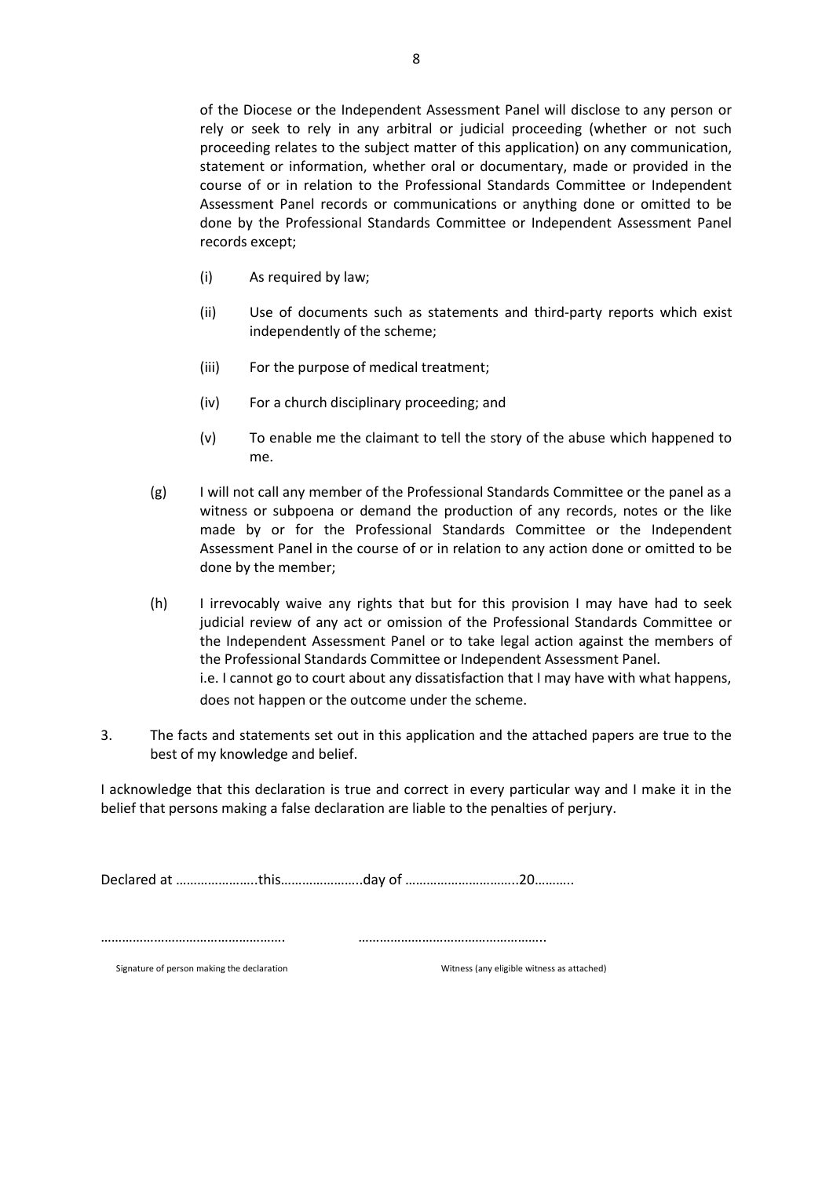of the Diocese or the Independent Assessment Panel will disclose to any person or rely or seek to rely in any arbitral or judicial proceeding (whether or not such proceeding relates to the subject matter of this application) on any communication, statement or information, whether oral or documentary, made or provided in the course of or in relation to the Professional Standards Committee or Independent Assessment Panel records or communications or anything done or omitted to be done by the Professional Standards Committee or Independent Assessment Panel records except;

(i) As required by law;

(ii) Use of documents such as statements and third-party reports which exist independently of the scheme;

(iii) For the purpose of medical treatment;

(iv) For a church disciplinary proceeding; and

(v) To enable me the claimant to tell the story of the abuse which happened to me.

(g) I will not call any member of the Professional Standards Committee or the panel as a witness or subpoena or demand the production of any records, notes or the like made by or for the Professional Standards Committee or the Independent Assessment Panel in the course of or in relation to any action done or omitted to be done by the member;

(h) I irrevocably waive any rights that but for this provision I may have had to seek judicial review of any act or omission of the Professional Standards Committee or the Independent Assessment Panel or to take legal action against the members of the Professional Standards Committee or Independent Assessment Panel.
i.e. I cannot go to court about any dissatisfaction that I may have with what happens, does not happen or the outcome under the scheme.

3. The facts and statements set out in this application and the attached papers are true to the best of my knowledge and belief.

I acknowledge that this declaration is true and correct in every particular way and I make it in the belief that persons making a false declaration are liable to the penalties of perjury.

Declared at …………………..this…………………..day of …………………………..20……….

……………………………………………. ……………………………………………..

Signature of person making the declaration Witness (any eligible witness as attached)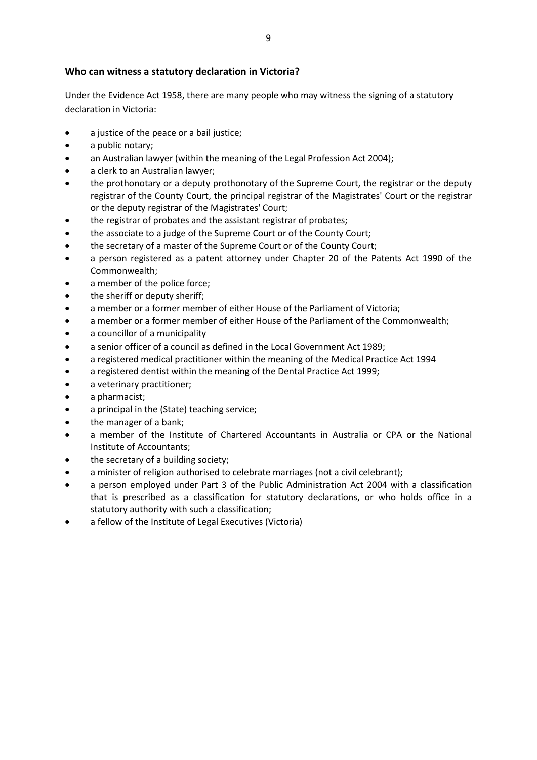## Who can witness a statutory declaration in Victoria?

Under the Evidence Act 1958, there are many people who may witness the signing of a statutory declaration in Victoria:

- a justice of the peace or a bail justice;
- a public notary;
- an Australian lawyer (within the meaning of the Legal Profession Act 2004);
- a clerk to an Australian lawyer;
- the prothonotary or a deputy prothonotary of the Supreme Court, the registrar or the deputy registrar of the County Court, the principal registrar of the Magistrates' Court or the registrar or the deputy registrar of the Magistrates' Court;
- the registrar of probates and the assistant registrar of probates;
- the associate to a judge of the Supreme Court or of the County Court;
- the secretary of a master of the Supreme Court or of the County Court;
- a person registered as a patent attorney under Chapter 20 of the Patents Act 1990 of the Commonwealth;
- a member of the police force;
- the sheriff or deputy sheriff;
- a member or a former member of either House of the Parliament of Victoria;
- a member or a former member of either House of the Parliament of the Commonwealth;
- a councillor of a municipality
- a senior officer of a council as defined in the Local Government Act 1989;
- a registered medical practitioner within the meaning of the Medical Practice Act 1994
- a registered dentist within the meaning of the Dental Practice Act 1999;
- a veterinary practitioner;
- a pharmacist;
- a principal in the (State) teaching service;
- the manager of a bank;
- a member of the Institute of Chartered Accountants in Australia or CPA or the National Institute of Accountants;
- the secretary of a building society;
- a minister of religion authorised to celebrate marriages (not a civil celebrant);
- a person employed under Part 3 of the Public Administration Act 2004 with a classification that is prescribed as a classification for statutory declarations, or who holds office in a statutory authority with such a classification;
- a fellow of the Institute of Legal Executives (Victoria)